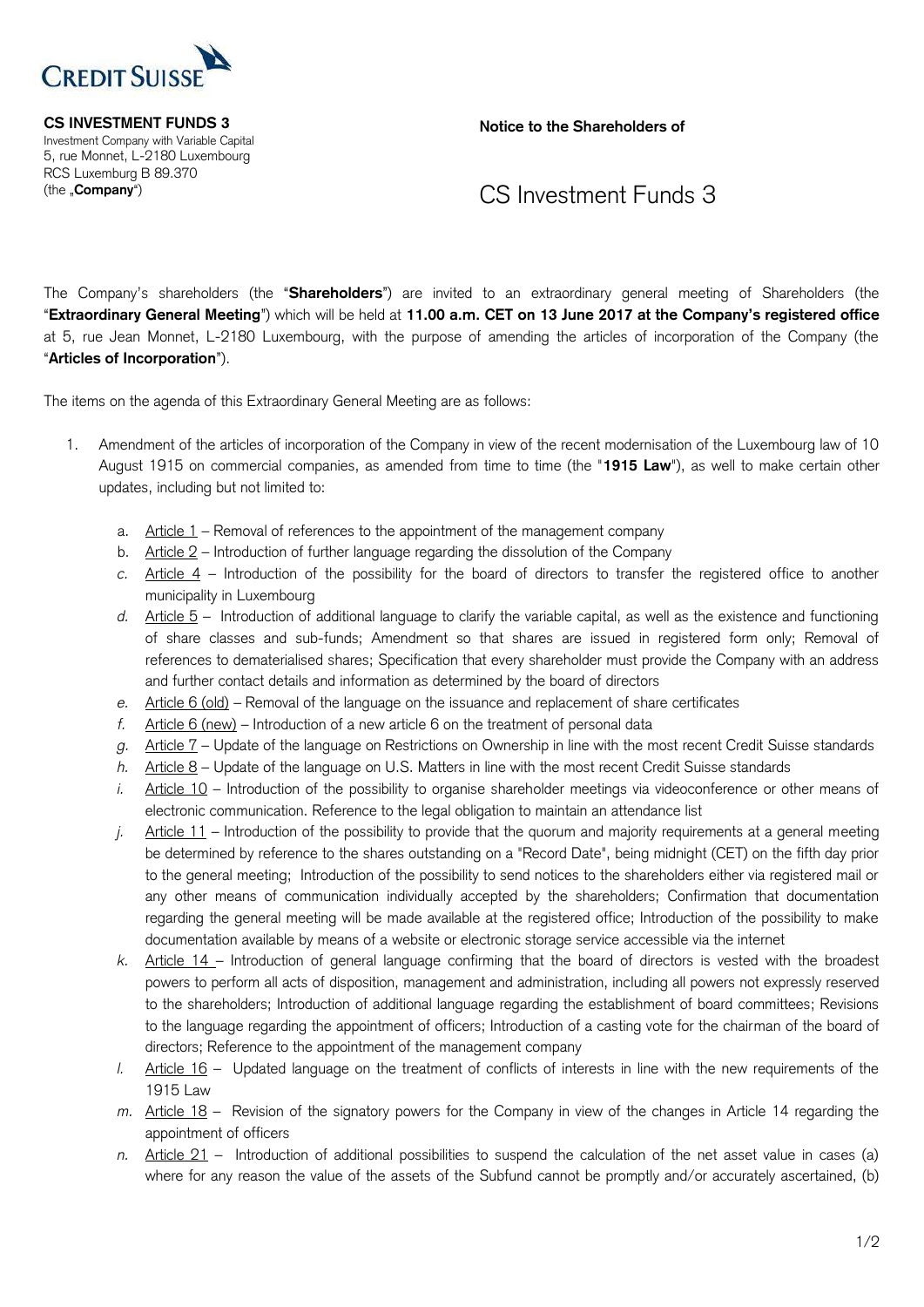CREDIT SUISSE

**CS INVESTMENT FUNDS 3**
Investment Company with Variable Capital
5, rue Monnet, L-2180 Luxembourg
RCS Luxemburg B 89.370
(the „**Company**")

**Notice to the Shareholders of**

# CS Investment Funds 3

The Company's shareholders (the "**Shareholders**") are invited to an extraordinary general meeting of Shareholders (the "**Extraordinary General Meeting**") which will be held at **11.00 a.m. CET on 13 June 2017 at the Company's registered office** at 5, rue Jean Monnet, L-2180 Luxembourg, with the purpose of amending the articles of incorporation of the Company (the "**Articles of Incorporation**").

The items on the agenda of this Extraordinary General Meeting are as follows:

1. Amendment of the articles of incorporation of the Company in view of the recent modernisation of the Luxembourg law of 10 August 1915 on commercial companies, as amended from time to time (the "**1915 Law**"), as well to make certain other updates, including but not limited to:

   a. Article 1 – Removal of references to the appointment of the management company
   
   b. Article 2 – Introduction of further language regarding the dissolution of the Company
   
   c. Article 4 – Introduction of the possibility for the board of directors to transfer the registered office to another municipality in Luxembourg
   
   d. Article 5 – Introduction of additional language to clarify the variable capital, as well as the existence and functioning of share classes and sub-funds; Amendment so that shares are issued in registered form only; Removal of references to dematerialised shares; Specification that every shareholder must provide the Company with an address and further contact details and information as determined by the board of directors
   
   e. Article 6 (old) – Removal of the language on the issuance and replacement of share certificates
   
   f. Article 6 (new) – Introduction of a new article 6 on the treatment of personal data
   
   g. Article 7 – Update of the language on Restrictions on Ownership in line with the most recent Credit Suisse standards
   
   h. Article 8 – Update of the language on U.S. Matters in line with the most recent Credit Suisse standards
   
   i. Article 10 – Introduction of the possibility to organise shareholder meetings via videoconference or other means of electronic communication. Reference to the legal obligation to maintain an attendance list
   
   j. Article 11 – Introduction of the possibility to provide that the quorum and majority requirements at a general meeting be determined by reference to the shares outstanding on a "Record Date", being midnight (CET) on the fifth day prior to the general meeting; Introduction of the possibility to send notices to the shareholders either via registered mail or any other means of communication individually accepted by the shareholders; Confirmation that documentation regarding the general meeting will be made available at the registered office; Introduction of the possibility to make documentation available by means of a website or electronic storage service accessible via the internet
   
   k. Article 14 – Introduction of general language confirming that the board of directors is vested with the broadest powers to perform all acts of disposition, management and administration, including all powers not expressly reserved to the shareholders; Introduction of additional language regarding the establishment of board committees; Revisions to the language regarding the appointment of officers; Introduction of a casting vote for the chairman of the board of directors; Reference to the appointment of the management company
   
   l. Article 16 – Updated language on the treatment of conflicts of interests in line with the new requirements of the 1915 Law
   
   m. Article 18 – Revision of the signatory powers for the Company in view of the changes in Article 14 regarding the appointment of officers
   
   n. Article 21 – Introduction of additional possibilities to suspend the calculation of the net asset value in cases (a) where for any reason the value of the assets of the Subfund cannot be promptly and/or accurately ascertained, (b)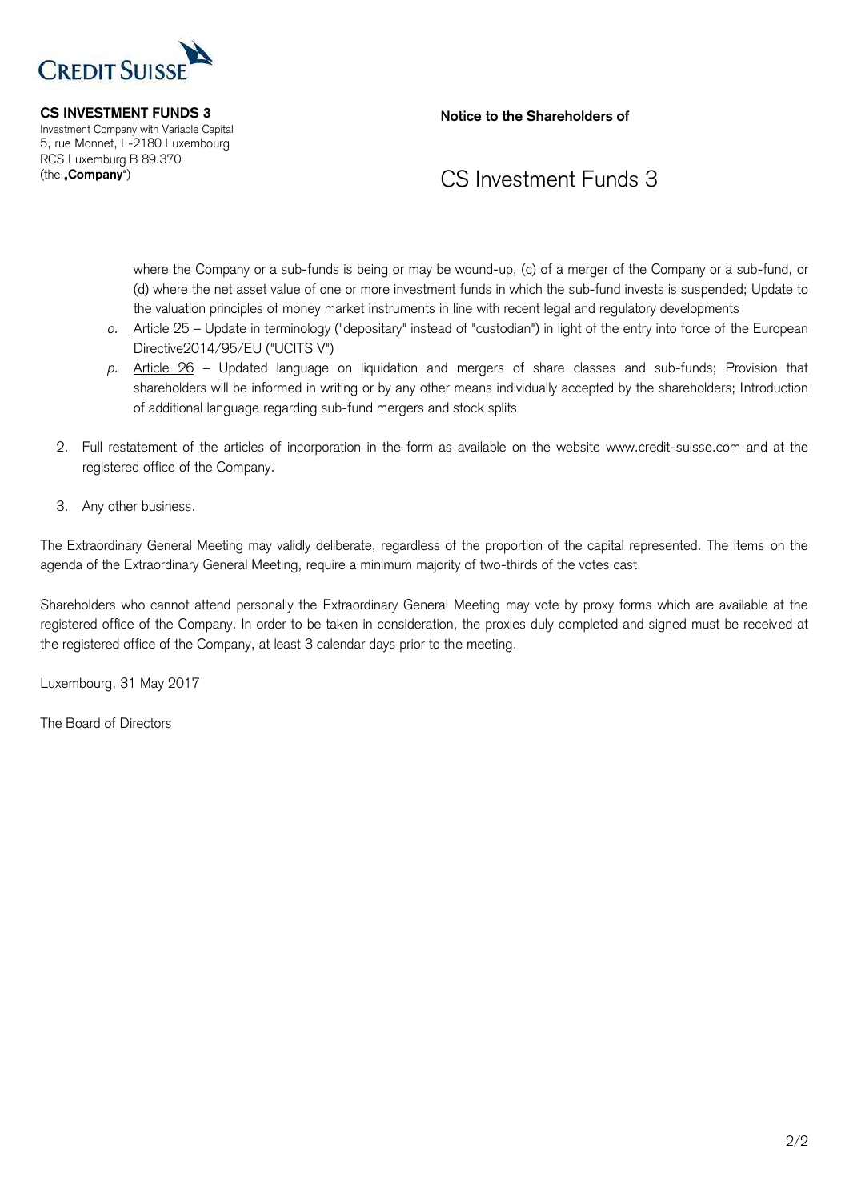**CREDIT SUISSE**

**CS INVESTMENT FUNDS 3**
Investment Company with Variable Capital
5, rue Monnet, L-2180 Luxembourg
RCS Luxemburg B 89.370
(the „**Company**")

**Notice to the Shareholders of**

# CS Investment Funds 3

where the Company or a sub-funds is being or may be wound-up, (c) of a merger of the Company or a sub-fund, or (d) where the net asset value of one or more investment funds in which the sub-fund invests is suspended; Update to the valuation principles of money market instruments in line with recent legal and regulatory developments

*o.* Article 25 – Update in terminology ("depositary" instead of "custodian") in light of the entry into force of the European Directive2014/95/EU ("UCITS V")

*p.* Article 26 – Updated language on liquidation and mergers of share classes and sub-funds; Provision that shareholders will be informed in writing or by any other means individually accepted by the shareholders; Introduction of additional language regarding sub-fund mergers and stock splits

2. Full restatement of the articles of incorporation in the form as available on the website www.credit-suisse.com and at the registered office of the Company.

3. Any other business.

The Extraordinary General Meeting may validly deliberate, regardless of the proportion of the capital represented. The items on the agenda of the Extraordinary General Meeting, require a minimum majority of two-thirds of the votes cast.

Shareholders who cannot attend personally the Extraordinary General Meeting may vote by proxy forms which are available at the registered office of the Company. In order to be taken in consideration, the proxies duly completed and signed must be received at the registered office of the Company, at least 3 calendar days prior to the meeting.

Luxembourg, 31 May 2017

The Board of Directors